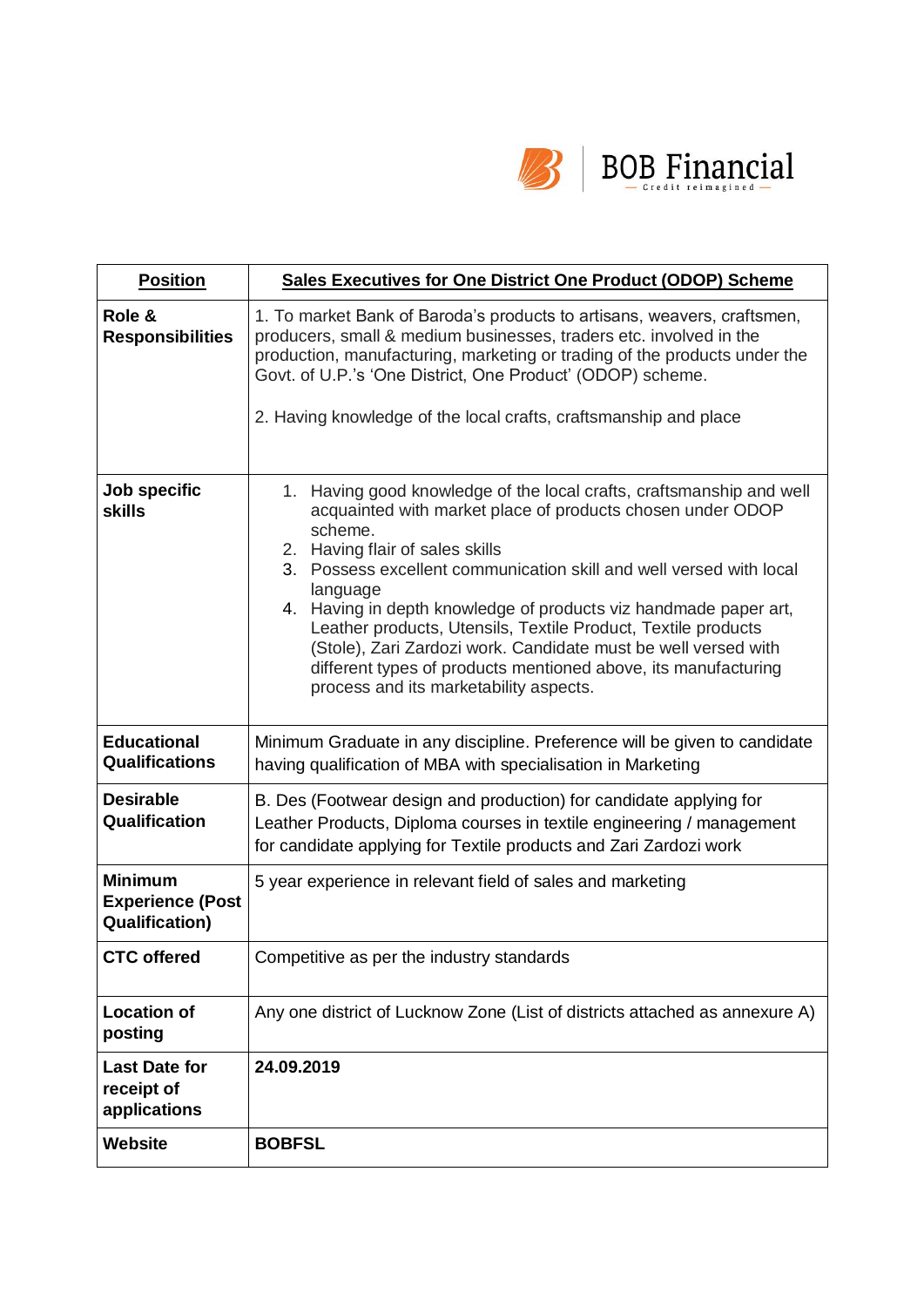BOB Financial
— Credit reimagined —

| Position | Sales Executives for One District One Product (ODOP) Scheme |
|---|---|
| **Role & Responsibilities** | 1. To market Bank of Baroda's products to artisans, weavers, craftsmen, producers, small & medium businesses, traders etc. involved in the production, manufacturing, marketing or trading of the products under the Govt. of U.P.'s 'One District, One Product' (ODOP) scheme.<br><br>2. Having knowledge of the local crafts, craftsmanship and place |
| **Job specific skills** | 1. Having good knowledge of the local crafts, craftsmanship and well acquainted with market place of products chosen under ODOP scheme.<br>2. Having flair of sales skills<br>3. Possess excellent communication skill and well versed with local language<br>4. Having in depth knowledge of products viz handmade paper art, Leather products, Utensils, Textile Product, Textile products (Stole), Zari Zardozi work. Candidate must be well versed with different types of products mentioned above, its manufacturing process and its marketability aspects. |
| **Educational Qualifications** | Minimum Graduate in any discipline. Preference will be given to candidate having qualification of MBA with specialisation in Marketing |
| **Desirable Qualification** | B. Des (Footwear design and production) for candidate applying for Leather Products, Diploma courses in textile engineering / management for candidate applying for Textile products and Zari Zardozi work |
| **Minimum Experience (Post Qualification)** | 5 year experience in relevant field of sales and marketing |
| **CTC offered** | Competitive as per the industry standards |
| **Location of posting** | Any one district of Lucknow Zone (List of districts attached as annexure A) |
| **Last Date for receipt of applications** | **24.09.2019** |
| **Website** | **BOBFSL** |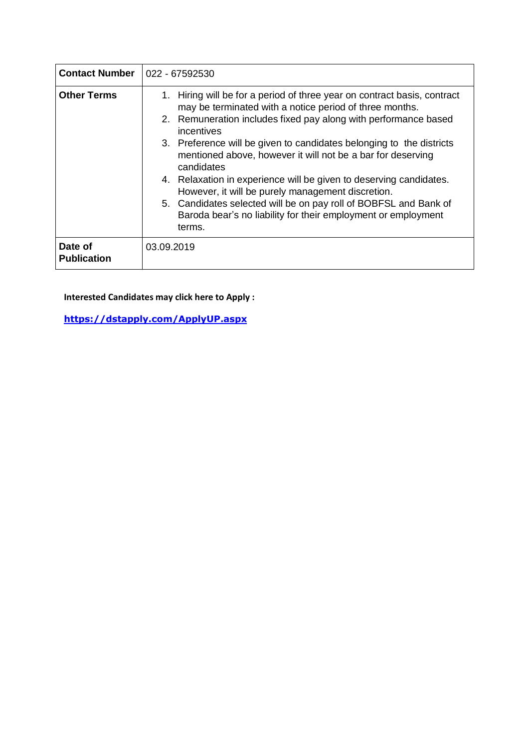| **Contact Number** | 022 - 67592530 |
|---|---|
| **Other Terms** | 1. Hiring will be for a period of three year on contract basis, contract may be terminated with a notice period of three months.<br>2. Remuneration includes fixed pay along with performance based incentives<br>3. Preference will be given to candidates belonging to the districts mentioned above, however it will not be a bar for deserving candidates<br>4. Relaxation in experience will be given to deserving candidates. However, it will be purely management discretion.<br>5. Candidates selected will be on pay roll of BOBFSL and Bank of Baroda bear's no liability for their employment or employment terms. |
| **Date of Publication** | 03.09.2019 |

**Interested Candidates may click here to Apply :**

**https://dstapply.com/ApplyUP.aspx**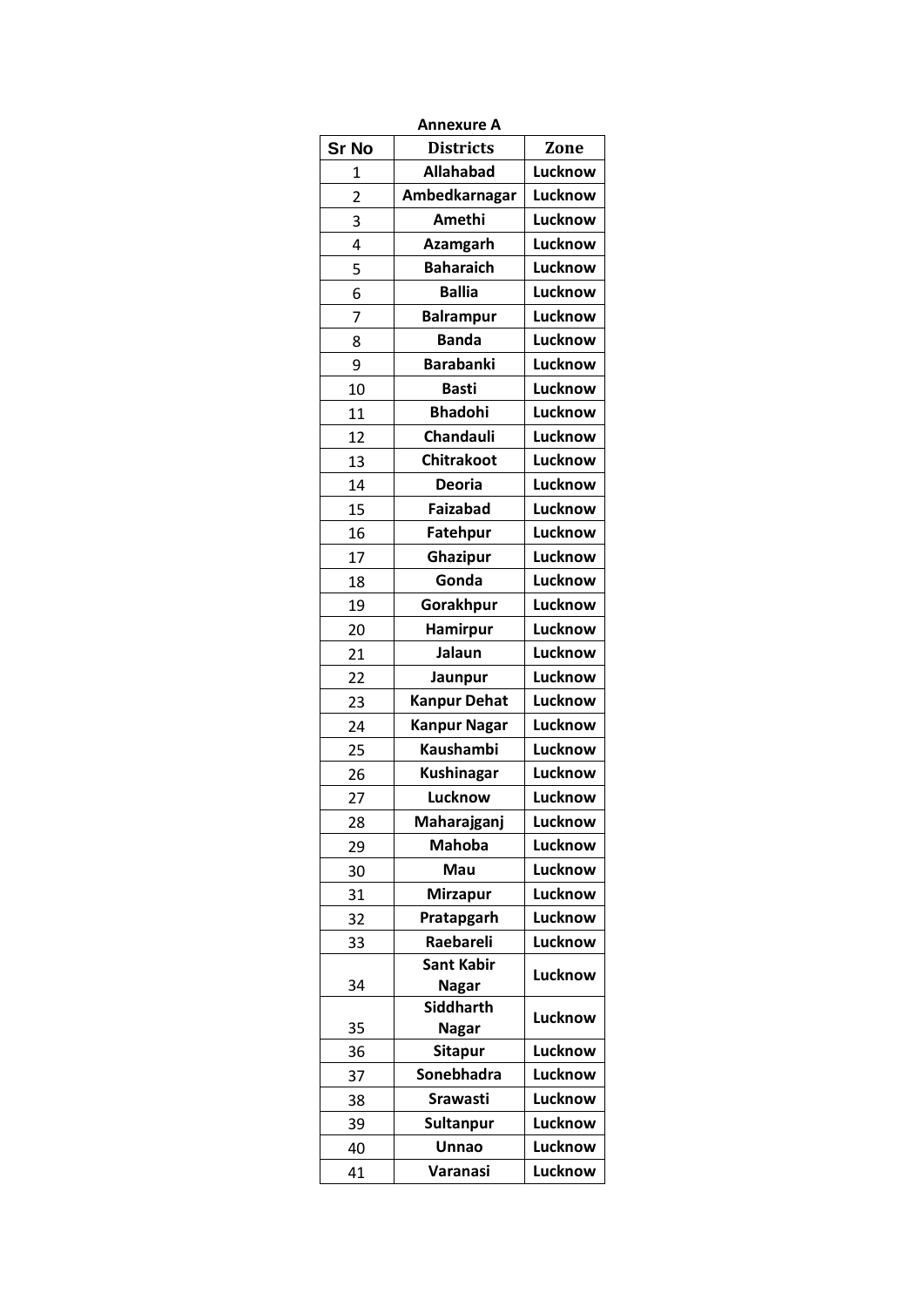**Annexure A**

| Sr No | Districts | Zone |
| --- | --- | --- |
| 1 | Allahabad | Lucknow |
| 2 | Ambedkarnagar | Lucknow |
| 3 | Amethi | Lucknow |
| 4 | Azamgarh | Lucknow |
| 5 | Baharaich | Lucknow |
| 6 | Ballia | Lucknow |
| 7 | Balrampur | Lucknow |
| 8 | Banda | Lucknow |
| 9 | Barabanki | Lucknow |
| 10 | Basti | Lucknow |
| 11 | Bhadohi | Lucknow |
| 12 | Chandauli | Lucknow |
| 13 | Chitrakoot | Lucknow |
| 14 | Deoria | Lucknow |
| 15 | Faizabad | Lucknow |
| 16 | Fatehpur | Lucknow |
| 17 | Ghazipur | Lucknow |
| 18 | Gonda | Lucknow |
| 19 | Gorakhpur | Lucknow |
| 20 | Hamirpur | Lucknow |
| 21 | Jalaun | Lucknow |
| 22 | Jaunpur | Lucknow |
| 23 | Kanpur Dehat | Lucknow |
| 24 | Kanpur Nagar | Lucknow |
| 25 | Kaushambi | Lucknow |
| 26 | Kushinagar | Lucknow |
| 27 | Lucknow | Lucknow |
| 28 | Maharajganj | Lucknow |
| 29 | Mahoba | Lucknow |
| 30 | Mau | Lucknow |
| 31 | Mirzapur | Lucknow |
| 32 | Pratapgarh | Lucknow |
| 33 | Raebareli | Lucknow |
| 34 | Sant Kabir Nagar | Lucknow |
| 35 | Siddharth Nagar | Lucknow |
| 36 | Sitapur | Lucknow |
| 37 | Sonebhadra | Lucknow |
| 38 | Srawasti | Lucknow |
| 39 | Sultanpur | Lucknow |
| 40 | Unnao | Lucknow |
| 41 | Varanasi | Lucknow |